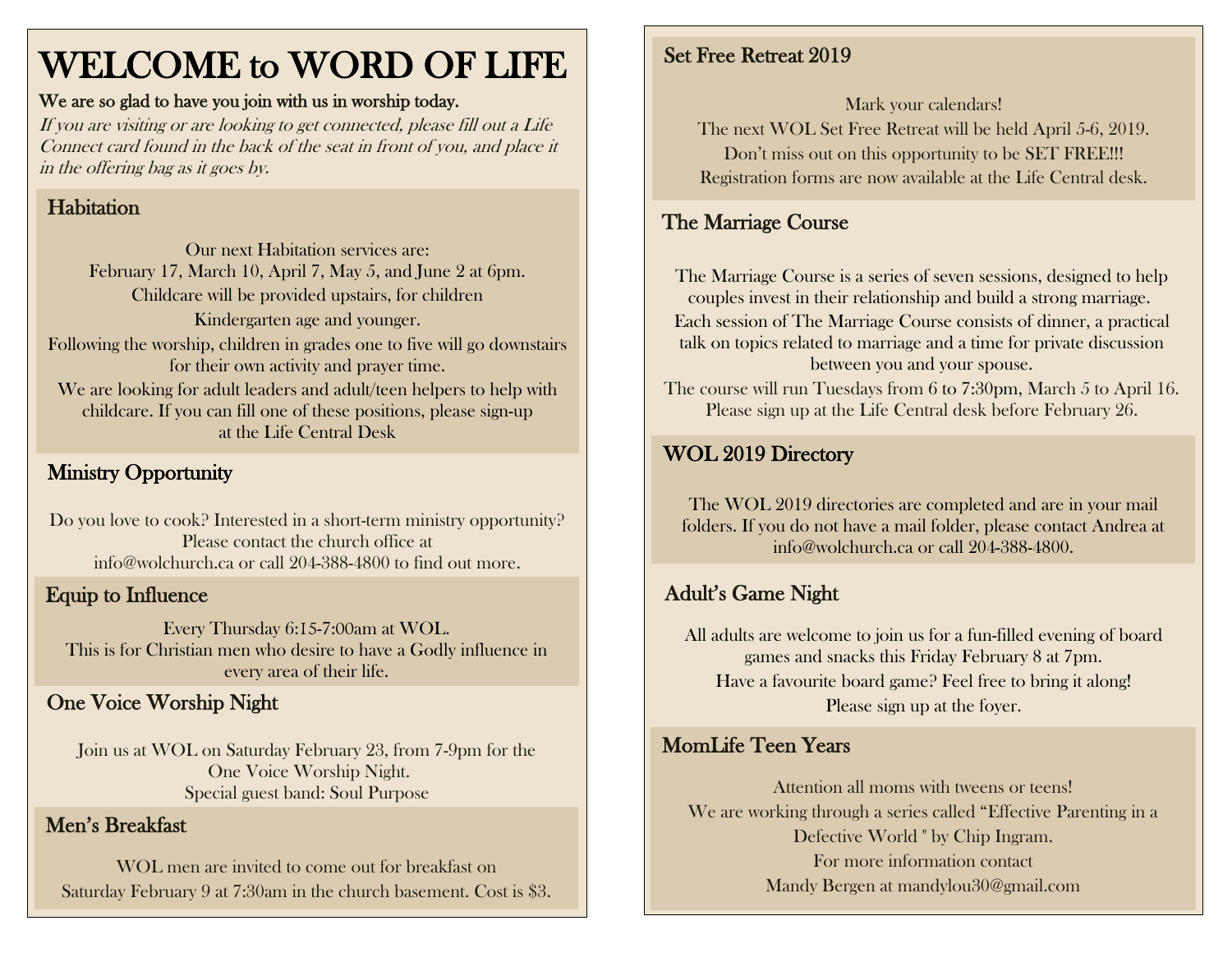# WELCOME to WORD OF LIFE

**We are so glad to have you join with us in worship today.**

*If you are visiting or are looking to get connected, please fill out a Life Connect card found in the back of the seat in front of you, and place it in the offering bag as it goes by.*

## Habitation

Our next Habitation services are:
February 17, March 10, April 7, May 5, and June 2 at 6pm.
Childcare will be provided upstairs, for children Kindergarten age and younger.
Following the worship, children in grades one to five will go downstairs for their own activity and prayer time.
We are looking for adult leaders and adult/teen helpers to help with childcare. If you can fill one of these positions, please sign-up at the Life Central Desk

## Ministry Opportunity

Do you love to cook? Interested in a short-term ministry opportunity? Please contact the church office at info@wolchurch.ca or call 204-388-4800 to find out more.

## Equip to Influence

Every Thursday 6:15-7:00am at WOL.
This is for Christian men who desire to have a Godly influence in every area of their life.

## One Voice Worship Night

Join us at WOL on Saturday February 23, from 7-9pm for the One Voice Worship Night.
Special guest band: Soul Purpose

## Men's Breakfast

WOL men are invited to come out for breakfast on Saturday February 9 at 7:30am in the church basement. Cost is $3.

## Set Free Retreat 2019

Mark your calendars!
The next WOL Set Free Retreat will be held April 5-6, 2019.
Don't miss out on this opportunity to be SET FREE!!!
Registration forms are now available at the Life Central desk.

## The Marriage Course

The Marriage Course is a series of seven sessions, designed to help couples invest in their relationship and build a strong marriage.
Each session of The Marriage Course consists of dinner, a practical talk on topics related to marriage and a time for private discussion between you and your spouse.
The course will run Tuesdays from 6 to 7:30pm, March 5 to April 16.
Please sign up at the Life Central desk before February 26.

## WOL 2019 Directory

The WOL 2019 directories are completed and are in your mail folders. If you do not have a mail folder, please contact Andrea at info@wolchurch.ca or call 204-388-4800.

## Adult's Game Night

All adults are welcome to join us for a fun-filled evening of board games and snacks this Friday February 8 at 7pm.
Have a favourite board game? Feel free to bring it along!
Please sign up at the foyer.

## MomLife Teen Years

Attention all moms with tweens or teens!
We are working through a series called "Effective Parenting in a Defective World " by Chip Ingram.
For more information contact
Mandy Bergen at mandylou30@gmail.com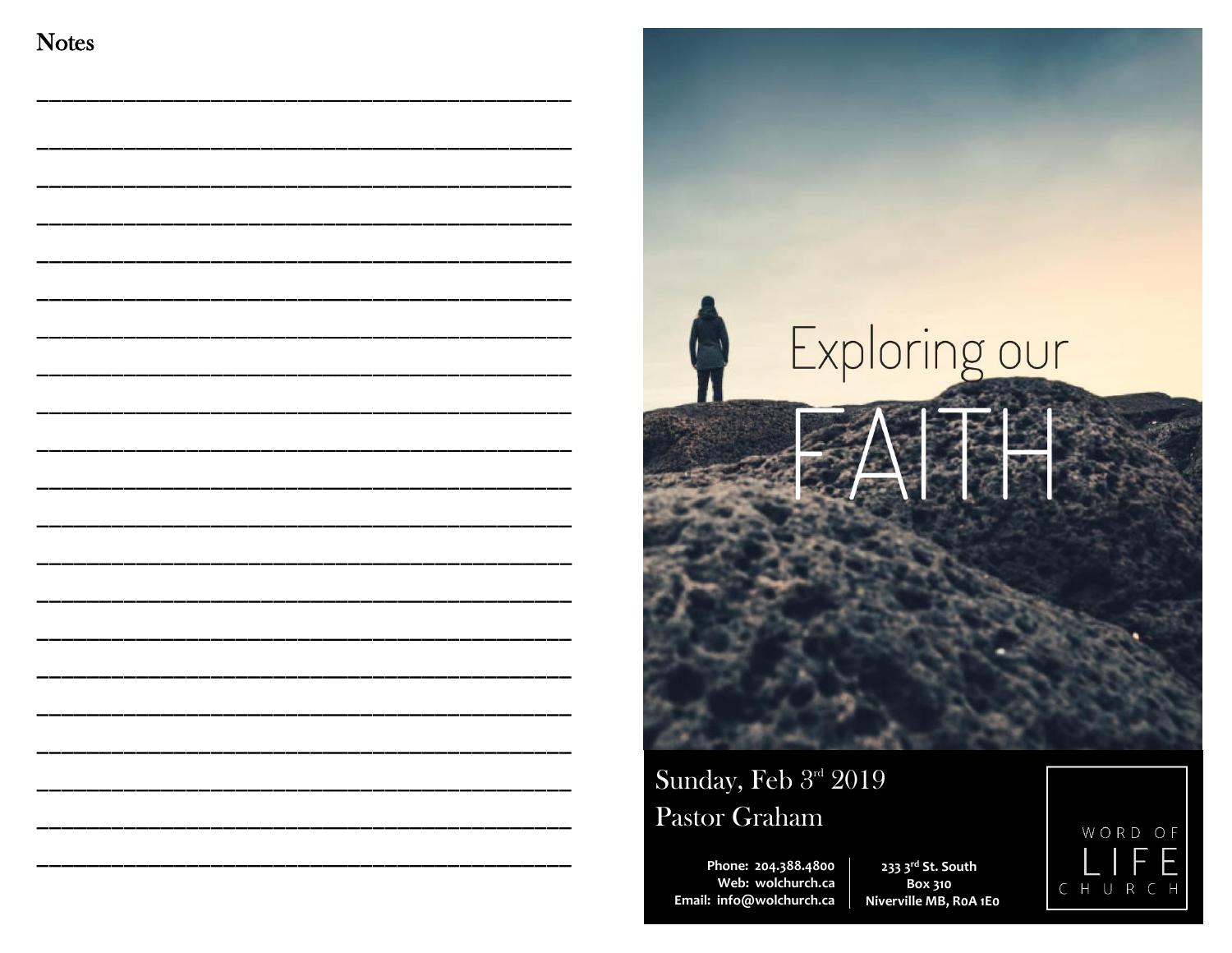**Notes**

______________________________________________

______________________________________________

______________________________________________

______________________________________________

______________________________________________

______________________________________________

______________________________________________

______________________________________________

______________________________________________

______________________________________________

______________________________________________

______________________________________________

______________________________________________

______________________________________________

______________________________________________

______________________________________________

______________________________________________

______________________________________________

______________________________________________

______________________________________________

______________________________________________

# Exploring our FAITH

Sunday, Feb 3rd 2019

Pastor Graham

**Phone: 204.388.4800**
**Web: wolchurch.ca**
**Email: info@wolchurch.ca**

**233 3rd St. South**
**Box 310**
**Niverville MB, R0A 1E0**

WORD OF LIFE CHURCH